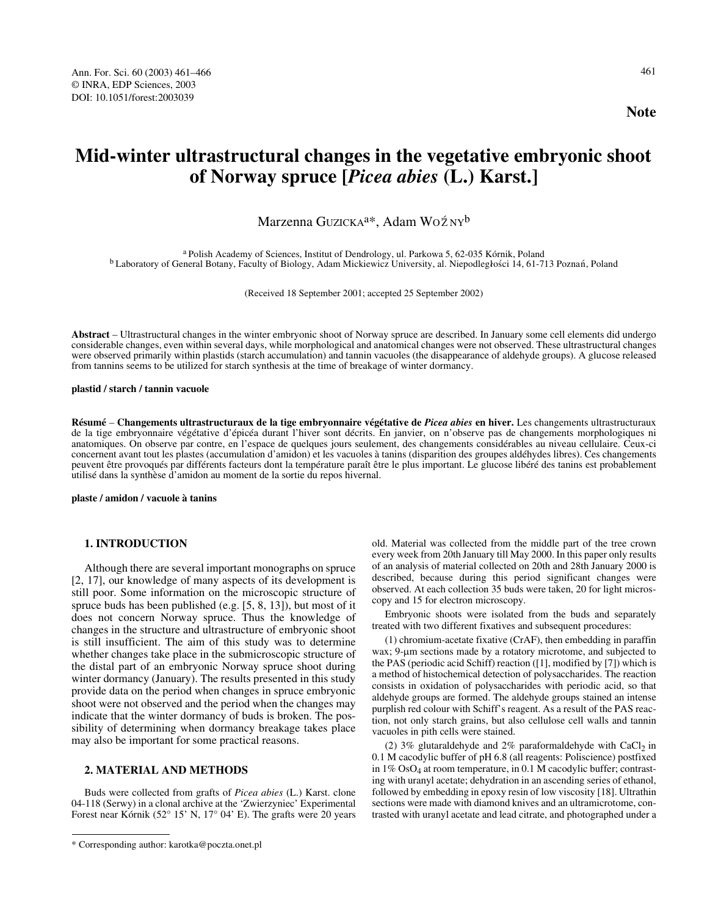**Note**

# Mid-winter ultrastructural changes in the vegetative embryonic shoot of Norway spruce [*Picea abies* (L.) Karst.]

Marzenna GUZICKA[a]*, Adam WOŹNY[b]

[a] Polish Academy of Sciences, Institut of Dendrology, ul. Parkowa 5, 62-035 Kórnik, Poland
[b] Laboratory of General Botany, Faculty of Biology, Adam Mickiewicz University, al. Niepodległości 14, 61-713 Poznań, Poland

(Received 18 September 2001; accepted 25 September 2002)

**Abstract** – Ultrastructural changes in the winter embryonic shoot of Norway spruce are described. In January some cell elements did undergo considerable changes, even within several days, while morphological and anatomical changes were not observed. These ultrastructural changes were observed primarily within plastids (starch accumulation) and tannin vacuoles (the disappearance of aldehyde groups). A glucose released from tannins seems to be utilized for starch synthesis at the time of breakage of winter dormancy.

**plastid / starch / tannin vacuole**

**Résumé** – **Changements ultrastructuraux de la tige embryonnaire végétative de *Picea abies* en hiver.** Les changements ultrastructuraux de la tige embryonnaire végétative d'épicéa durant l'hiver sont décrits. En janvier, on n'observe pas de changements morphologiques ni anatomiques. On observe par contre, en l'espace de quelques jours seulement, des changements considérables au niveau cellulaire. Ceux-ci concernent avant tout les plastes (accumulation d'amidon) et les vacuoles à tanins (disparition des groupes aldéhydes libres). Ces changements peuvent être provoqués par différents facteurs dont la température paraît être le plus important. Le glucose libéré des tanins est probablement utilisé dans la synthèse d'amidon au moment de la sortie du repos hivernal.

**plaste / amidon / vacuole à tanins**

## 1. INTRODUCTION

Although there are several important monographs on spruce [2, 17], our knowledge of many aspects of its development is still poor. Some information on the microscopic structure of spruce buds has been published (e.g. [5, 8, 13]), but most of it does not concern Norway spruce. Thus the knowledge of changes in the structure and ultrastructure of embryonic shoot is still insufficient. The aim of this study was to determine whether changes take place in the submicroscopic structure of the distal part of an embryonic Norway spruce shoot during winter dormancy (January). The results presented in this study provide data on the period when changes in spruce embryonic shoot were not observed and the period when the changes may indicate that the winter dormancy of buds is broken. The possibility of determining when dormancy breakage takes place may also be important for some practical reasons.

## 2. MATERIAL AND METHODS

Buds were collected from grafts of *Picea abies* (L.) Karst. clone 04-118 (Serwy) in a clonal archive at the 'Zwierzyniec' Experimental Forest near Kórnik (52° 15' N, 17° 04' E). The grafts were 20 years old. Material was collected from the middle part of the tree crown every week from 20th January till May 2000. In this paper only results of an analysis of material collected on 20th and 28th January 2000 is described, because during this period significant changes were observed. At each collection 35 buds were taken, 20 for light microscopy and 15 for electron microscopy.

Embryonic shoots were isolated from the buds and separately treated with two different fixatives and subsequent procedures:

(1) chromium-acetate fixative (CrAF), then embedding in paraffin wax; 9-µm sections made by a rotatory microtome, and subjected to the PAS (periodic acid Schiff) reaction ([1], modified by [7]) which is a method of histochemical detection of polysaccharides. The reaction consists in oxidation of polysaccharides with periodic acid, so that aldehyde groups are formed. The aldehyde groups stained an intense purplish red colour with Schiff's reagent. As a result of the PAS reaction, not only starch grains, but also cellulose cell walls and tannin vacuoles in pith cells were stained.

(2) 3% glutaraldehyde and 2% paraformaldehyde with $CaCl_2$ in 0.1 M cacodylic buffer of pH 6.8 (all reagents: Poliscience) postfixed in 1% $OsO_4$ at room temperature, in 0.1 M cacodylic buffer; contrasting with uranyl acetate; dehydration in an ascending series of ethanol, followed by embedding in epoxy resin of low viscosity [18]. Ultrathin sections were made with diamond knives and an ultramicrotome, contrasted with uranyl acetate and lead citrate, and photographed under a

* Corresponding author: karotka@poczta.onet.pl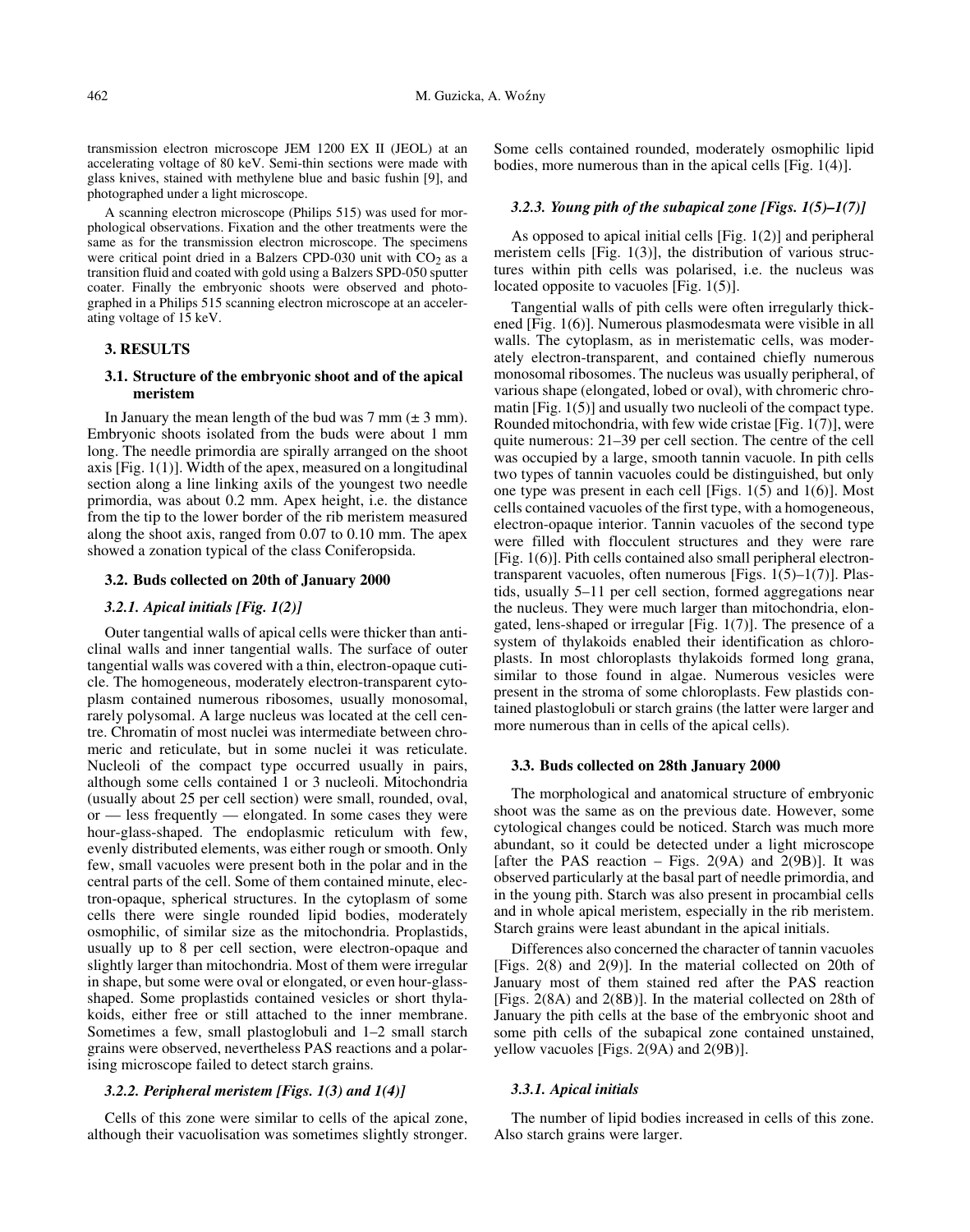transmission electron microscope JEM 1200 EX II (JEOL) at an accelerating voltage of 80 keV. Semi-thin sections were made with glass knives, stained with methylene blue and basic fushin [9], and photographed under a light microscope.

A scanning electron microscope (Philips 515) was used for morphological observations. Fixation and the other treatments were the same as for the transmission electron microscope. The specimens were critical point dried in a Balzers CPD-030 unit with $CO_2$ as a transition fluid and coated with gold using a Balzers SPD-050 sputter coater. Finally the embryonic shoots were observed and photographed in a Philips 515 scanning electron microscope at an accelerating voltage of 15 keV.

## 3. RESULTS

### 3.1. Structure of the embryonic shoot and of the apical meristem

In January the mean length of the bud was 7 mm (± 3 mm). Embryonic shoots isolated from the buds were about 1 mm long. The needle primordia are spirally arranged on the shoot axis [Fig. 1(1)]. Width of the apex, measured on a longitudinal section along a line linking axils of the youngest two needle primordia, was about 0.2 mm. Apex height, i.e. the distance from the tip to the lower border of the rib meristem measured along the shoot axis, ranged from 0.07 to 0.10 mm. The apex showed a zonation typical of the class Coniferopsida.

### 3.2. Buds collected on 20th of January 2000

#### *3.2.1. Apical initials [Fig. 1(2)]*

Outer tangential walls of apical cells were thicker than anticlinal walls and inner tangential walls. The surface of outer tangential walls was covered with a thin, electron-opaque cuticle. The homogeneous, moderately electron-transparent cytoplasm contained numerous ribosomes, usually monosomal, rarely polysomal. A large nucleus was located at the cell centre. Chromatin of most nuclei was intermediate between chromeric and reticulate, but in some nuclei it was reticulate. Nucleoli of the compact type occurred usually in pairs, although some cells contained 1 or 3 nucleoli. Mitochondria (usually about 25 per cell section) were small, rounded, oval, or — less frequently — elongated. In some cases they were hour-glass-shaped. The endoplasmic reticulum with few, evenly distributed elements, was either rough or smooth. Only few, small vacuoles were present both in the polar and in the central parts of the cell. Some of them contained minute, electron-opaque, spherical structures. In the cytoplasm of some cells there were single rounded lipid bodies, moderately osmophilic, of similar size as the mitochondria. Proplastids, usually up to 8 per cell section, were electron-opaque and slightly larger than mitochondria. Most of them were irregular in shape, but some were oval or elongated, or even hour-glass-shaped. Some proplastids contained vesicles or short thylakoids, either free or still attached to the inner membrane. Sometimes a few, small plastoglobuli and 1–2 small starch grains were observed, nevertheless PAS reactions and a polarising microscope failed to detect starch grains.

#### *3.2.2. Peripheral meristem [Figs. 1(3) and 1(4)]*

Cells of this zone were similar to cells of the apical zone, although their vacuolisation was sometimes slightly stronger. Some cells contained rounded, moderately osmophilic lipid bodies, more numerous than in the apical cells [Fig. 1(4)].

#### *3.2.3. Young pith of the subapical zone [Figs. 1(5)–1(7)]*

As opposed to apical initial cells [Fig. 1(2)] and peripheral meristem cells [Fig. 1(3)], the distribution of various structures within pith cells was polarised, i.e. the nucleus was located opposite to vacuoles [Fig. 1(5)].

Tangential walls of pith cells were often irregularly thickened [Fig. 1(6)]. Numerous plasmodesmata were visible in all walls. The cytoplasm, as in meristematic cells, was moderately electron-transparent, and contained chiefly numerous monosomal ribosomes. The nucleus was usually peripheral, of various shape (elongated, lobed or oval), with chromeric chromatin [Fig. 1(5)] and usually two nucleoli of the compact type. Rounded mitochondria, with few wide cristae [Fig. 1(7)], were quite numerous: 21–39 per cell section. The centre of the cell was occupied by a large, smooth tannin vacuole. In pith cells two types of tannin vacuoles could be distinguished, but only one type was present in each cell [Figs. 1(5) and 1(6)]. Most cells contained vacuoles of the first type, with a homogeneous, electron-opaque interior. Tannin vacuoles of the second type were filled with flocculent structures and they were rare [Fig. 1(6)]. Pith cells contained also small peripheral electron-transparent vacuoles, often numerous [Figs. 1(5)–1(7)]. Plastids, usually 5–11 per cell section, formed aggregations near the nucleus. They were much larger than mitochondria, elongated, lens-shaped or irregular [Fig. 1(7)]. The presence of a system of thylakoids enabled their identification as chloroplasts. In most chloroplasts thylakoids formed long grana, similar to those found in algae. Numerous vesicles were present in the stroma of some chloroplasts. Few plastids contained plastoglobuli or starch grains (the latter were larger and more numerous than in cells of the apical cells).

### 3.3. Buds collected on 28th January 2000

The morphological and anatomical structure of embryonic shoot was the same as on the previous date. However, some cytological changes could be noticed. Starch was much more abundant, so it could be detected under a light microscope [after the PAS reaction – Figs. 2(9A) and 2(9B)]. It was observed particularly at the basal part of needle primordia, and in the young pith. Starch was also present in procambial cells and in whole apical meristem, especially in the rib meristem. Starch grains were least abundant in the apical initials.

Differences also concerned the character of tannin vacuoles [Figs. 2(8) and 2(9)]. In the material collected on 20th of January most of them stained red after the PAS reaction [Figs. 2(8A) and 2(8B)]. In the material collected on 28th of January the pith cells at the base of the embryonic shoot and some pith cells of the subapical zone contained unstained, yellow vacuoles [Figs. 2(9A) and 2(9B)].

#### *3.3.1. Apical initials*

The number of lipid bodies increased in cells of this zone. Also starch grains were larger.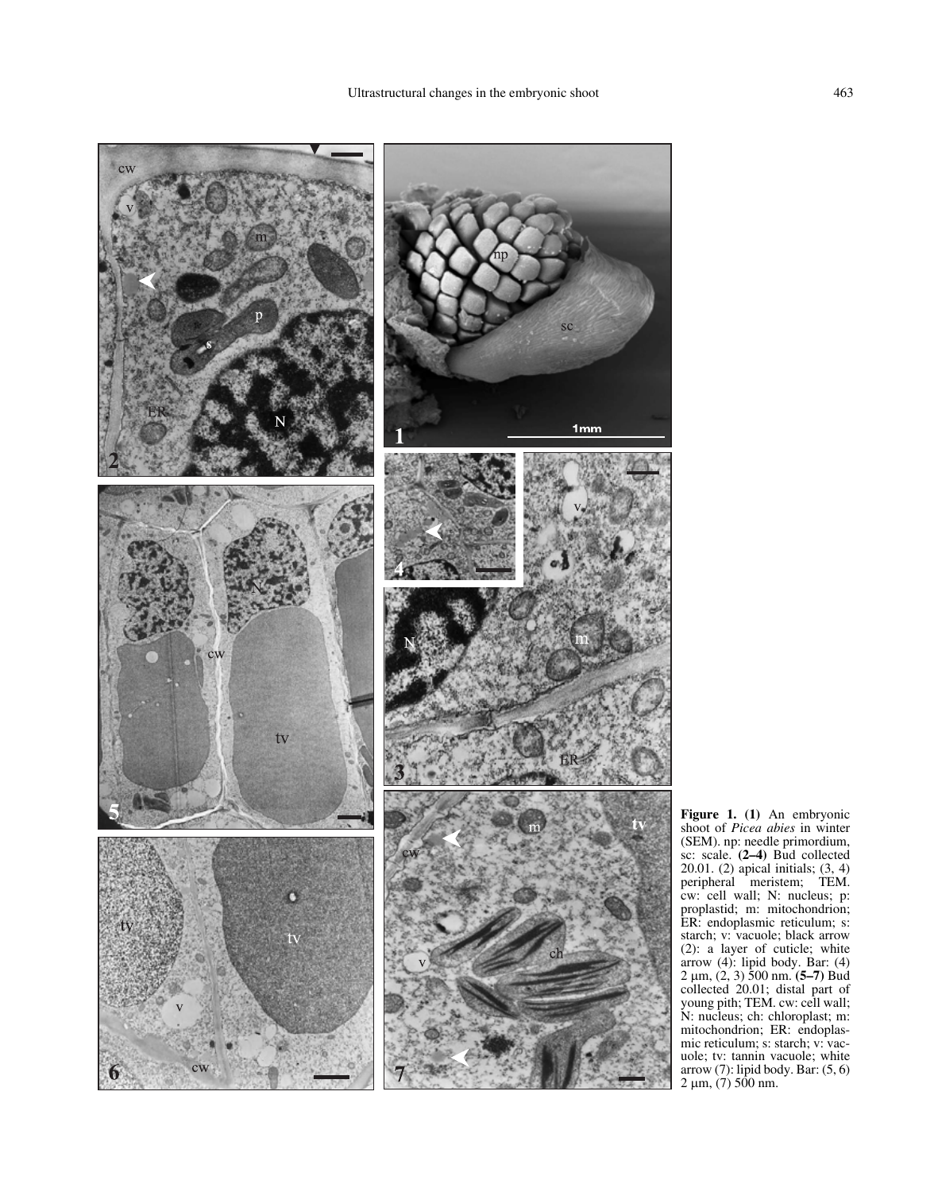**Figure 1. (1)** An embryonic shoot of *Picea abies* in winter (SEM). np: needle primordium, sc: scale. **(2–4)** Bud collected 20.01. (2) apical initials; (3, 4) peripheral meristem; TEM. cw: cell wall; N: nucleus; p: proplastid; m: mitochondrion; ER: endoplasmic reticulum; s: starch; v: vacuole; black arrow (2): a layer of cuticle; white arrow (4): lipid body. Bar: (4) 2 μm, (2, 3) 500 nm. **(5–7)** Bud collected 20.01; distal part of young pith; TEM. cw: cell wall; N: nucleus; ch: chloroplast; m: mitochondrion; ER: endoplasmic reticulum; s: starch; v: vacuole; tv: tannin vacuole; white arrow (7): lipid body. Bar: (5, 6) 2 μm, (7) 500 nm.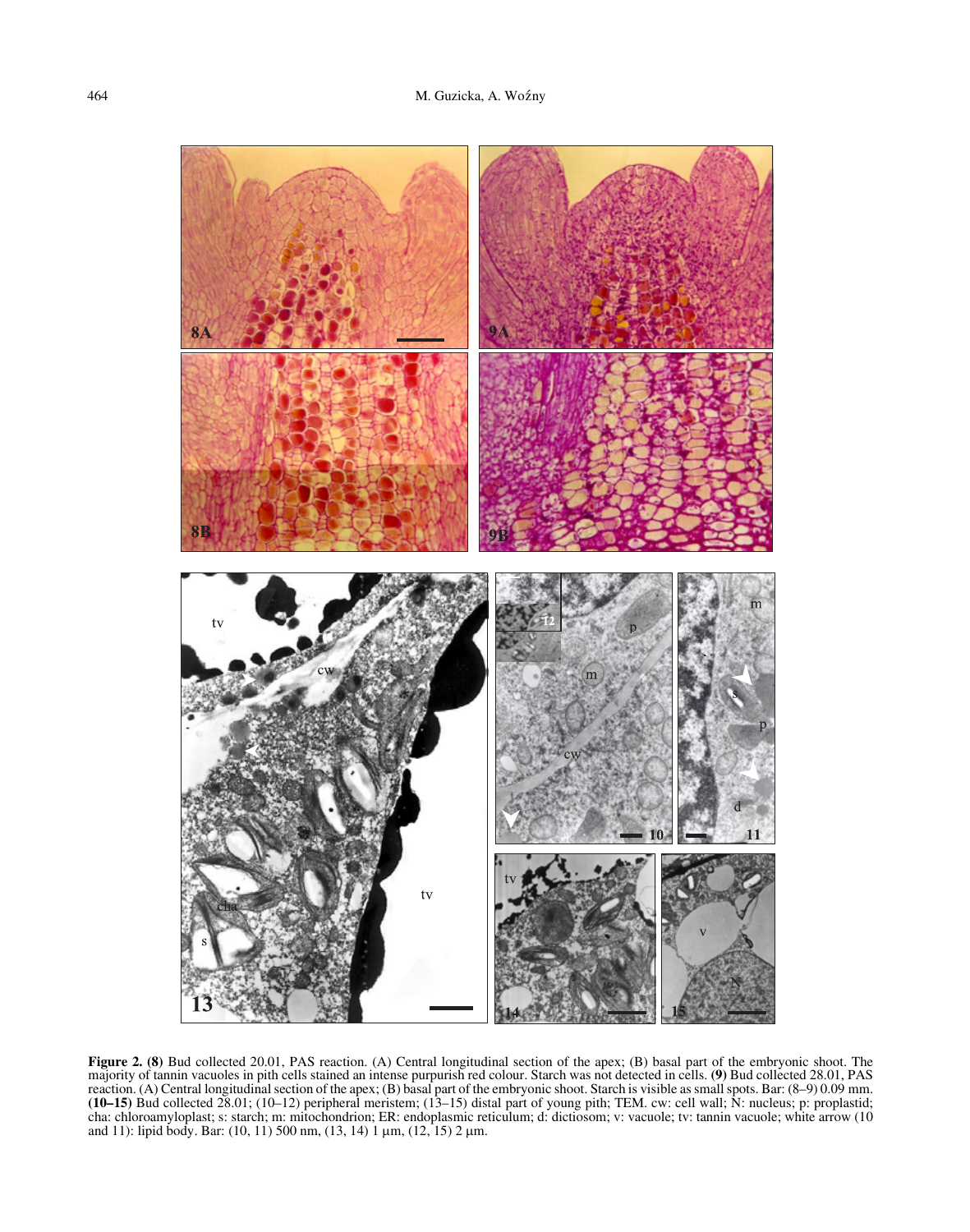**Figure 2. (8)** Bud collected 20.01, PAS reaction. (A) Central longitudinal section of the apex; (B) basal part of the embryonic shoot. The majority of tannin vacuoles in pith cells stained an intense purpurish red colour. Starch was not detected in cells. **(9)** Bud collected 28.01, PAS reaction. (A) Central longitudinal section of the apex; (B) basal part of the embryonic shoot. Starch is visible as small spots. Bar: (8–9) 0.09 mm. **(10–15)** Bud collected 28.01; (10–12) peripheral meristem; (13–15) distal part of young pith; TEM. cw: cell wall; N: nucleus; p: proplastid; cha: chloroamyloplast; s: starch; m: mitochondrion; ER: endoplasmic reticulum; d: dictiosom; v: vacuole; tv: tannin vacuole; white arrow (10 and 11): lipid body. Bar: (10, 11) 500 nm, (13, 14) 1 μm, (12, 15) 2 μm.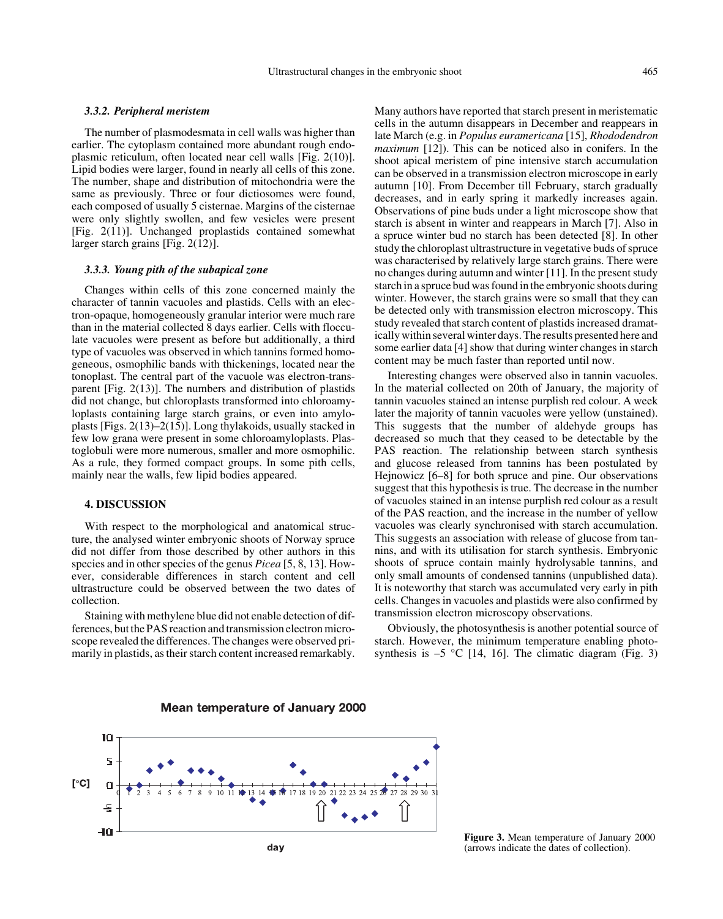### 3.3.2. Peripheral meristem

The number of plasmodesmata in cell walls was higher than earlier. The cytoplasm contained more abundant rough endoplasmic reticulum, often located near cell walls [Fig. 2(10)]. Lipid bodies were larger, found in nearly all cells of this zone. The number, shape and distribution of mitochondria were the same as previously. Three or four dictiosomes were found, each composed of usually 5 cisternae. Margins of the cisternae were only slightly swollen, and few vesicles were present [Fig. 2(11)]. Unchanged proplastids contained somewhat larger starch grains [Fig. 2(12)].

### 3.3.3. Young pith of the subapical zone

Changes within cells of this zone concerned mainly the character of tannin vacuoles and plastids. Cells with an electron-opaque, homogeneously granular interior were much rare than in the material collected 8 days earlier. Cells with flocculate vacuoles were present as before but additionally, a third type of vacuoles was observed in which tannins formed homogeneous, osmophilic bands with thickenings, located near the tonoplast. The central part of the vacuole was electron-transparent [Fig. 2(13)]. The numbers and distribution of plastids did not change, but chloroplasts transformed into chloroamyloplasts containing large starch grains, or even into amyloplasts [Figs. 2(13)–2(15)]. Long thylakoids, usually stacked in few low grana were present in some chloroamyloplasts. Plastoglobuli were more numerous, smaller and more osmophilic. As a rule, they formed compact groups. In some pith cells, mainly near the walls, few lipid bodies appeared.

## 4. DISCUSSION

With respect to the morphological and anatomical structure, the analysed winter embryonic shoots of Norway spruce did not differ from those described by other authors in this species and in other species of the genus *Picea* [5, 8, 13]. However, considerable differences in starch content and cell ultrastructure could be observed between the two dates of collection.

Staining with methylene blue did not enable detection of differences, but the PAS reaction and transmission electron microscope revealed the differences. The changes were observed primarily in plastids, as their starch content increased remarkably. Many authors have reported that starch present in meristematic cells in the autumn disappears in December and reappears in late March (e.g. in *Populus euramericana* [15], *Rhododendron maximum* [12]). This can be noticed also in conifers. In the shoot apical meristem of pine intensive starch accumulation can be observed in a transmission electron microscope in early autumn [10]. From December till February, starch gradually decreases, and in early spring it markedly increases again. Observations of pine buds under a light microscope show that starch is absent in winter and reappears in March [7]. Also in a spruce winter bud no starch has been detected [8]. In other study the chloroplast ultrastructure in vegetative buds of spruce was characterised by relatively large starch grains. There were no changes during autumn and winter [11]. In the present study starch in a spruce bud was found in the embryonic shoots during winter. However, the starch grains were so small that they can be detected only with transmission electron microscopy. This study revealed that starch content of plastids increased dramatically within several winter days. The results presented here and some earlier data [4] show that during winter changes in starch content may be much faster than reported until now.

Interesting changes were observed also in tannin vacuoles. In the material collected on 20th of January, the majority of tannin vacuoles stained an intense purplish red colour. A week later the majority of tannin vacuoles were yellow (unstained). This suggests that the number of aldehyde groups has decreased so much that they ceased to be detectable by the PAS reaction. The relationship between starch synthesis and glucose released from tannins has been postulated by Hejnowicz [6–8] for both spruce and pine. Our observations suggest that this hypothesis is true. The decrease in the number of vacuoles stained in an intense purplish red colour as a result of the PAS reaction, and the increase in the number of yellow vacuoles was clearly synchronised with starch accumulation. This suggests an association with release of glucose from tannins, and with its utilisation for starch synthesis. Embryonic shoots of spruce contain mainly hydrolysable tannins, and only small amounts of condensed tannins (unpublished data). It is noteworthy that starch was accumulated very early in pith cells. Changes in vacuoles and plastids were also confirmed by transmission electron microscopy observations.

Obviously, the photosynthesis is another potential source of starch. However, the minimum temperature enabling photosynthesis is –5 °C [14, 16]. The climatic diagram (Fig. 3)

**Figure 3.** Mean temperature of January 2000 (arrows indicate the dates of collection).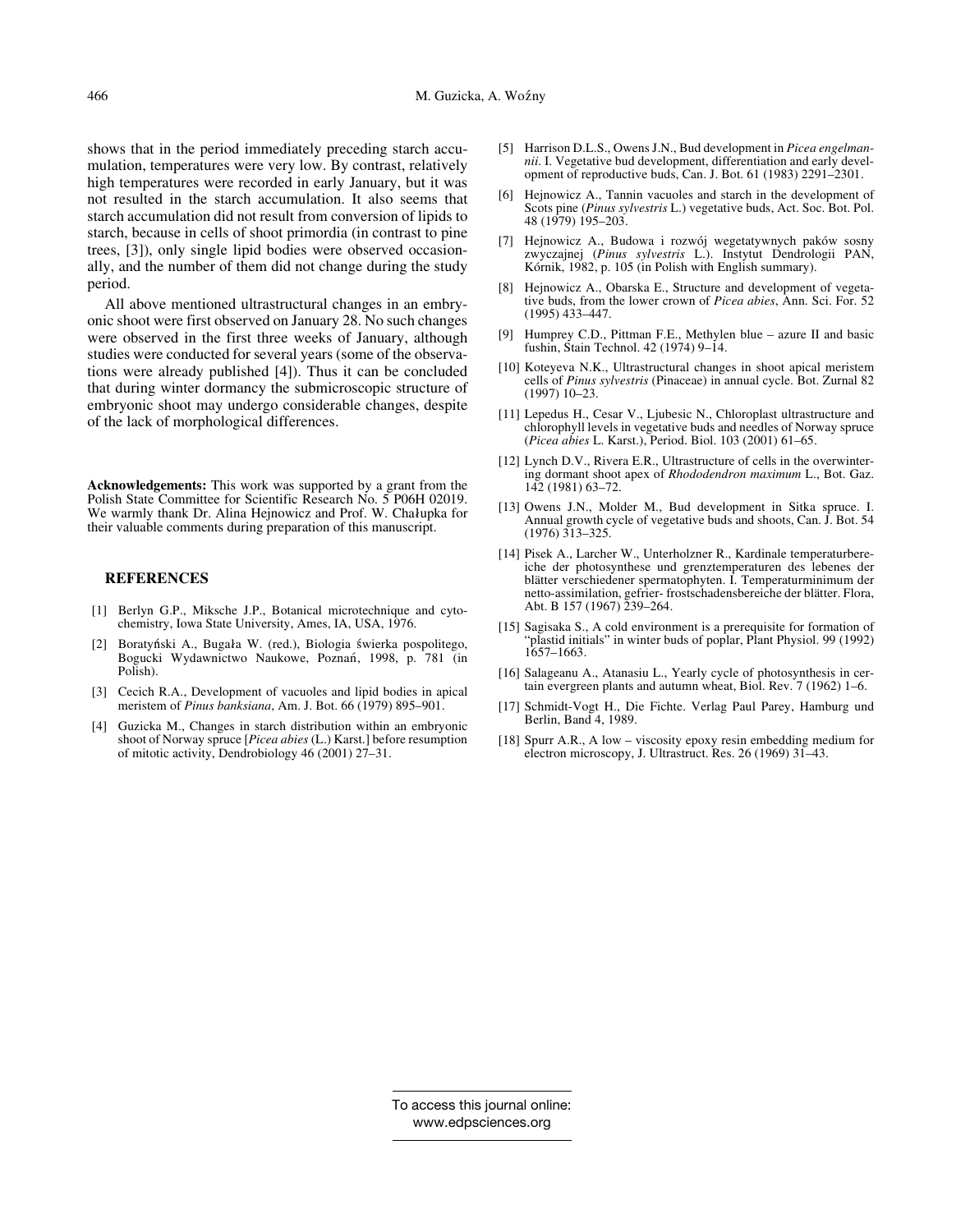shows that in the period immediately preceding starch accumulation, temperatures were very low. By contrast, relatively high temperatures were recorded in early January, but it was not resulted in the starch accumulation. It also seems that starch accumulation did not result from conversion of lipids to starch, because in cells of shoot primordia (in contrast to pine trees, [3]), only single lipid bodies were observed occasionally, and the number of them did not change during the study period.

All above mentioned ultrastructural changes in an embryonic shoot were first observed on January 28. No such changes were observed in the first three weeks of January, although studies were conducted for several years (some of the observations were already published [4]). Thus it can be concluded that during winter dormancy the submicroscopic structure of embryonic shoot may undergo considerable changes, despite of the lack of morphological differences.

**Acknowledgements:** This work was supported by a grant from the Polish State Committee for Scientific Research No. 5 P06H 02019. We warmly thank Dr. Alina Hejnowicz and Prof. W. Chałupka for their valuable comments during preparation of this manuscript.

## REFERENCES

[1] Berlyn G.P., Miksche J.P., Botanical microtechnique and cytochemistry, Iowa State University, Ames, IA, USA, 1976.

[2] Boratyński A., Bugała W. (red.), Biologia świerka pospolitego, Bogucki Wydawnictwo Naukowe, Poznań, 1998, p. 781 (in Polish).

[3] Cecich R.A., Development of vacuoles and lipid bodies in apical meristem of *Pinus banksiana*, Am. J. Bot. 66 (1979) 895–901.

[4] Guzicka M., Changes in starch distribution within an embryonic shoot of Norway spruce [*Picea abies* (L.) Karst.] before resumption of mitotic activity, Dendrobiology 46 (2001) 27–31.

[5] Harrison D.L.S., Owens J.N., Bud development in *Picea engelmannii*. I. Vegetative bud development, differentiation and early development of reproductive buds, Can. J. Bot. 61 (1983) 2291–2301.

[6] Hejnowicz A., Tannin vacuoles and starch in the development of Scots pine (*Pinus sylvestris* L.) vegetative buds, Act. Soc. Bot. Pol. 48 (1979) 195–203.

[7] Hejnowicz A., Budowa i rozwój wegetatywnych paków sosny zwyczajnej (*Pinus sylvestris* L.). Instytut Dendrologii PAN, Kórnik, 1982, p. 105 (in Polish with English summary).

[8] Hejnowicz A., Obarska E., Structure and development of vegetative buds, from the lower crown of *Picea abies*, Ann. Sci. For. 52 (1995) 433–447.

[9] Humprey C.D., Pittman F.E., Methylen blue – azure II and basic fushin, Stain Technol. 42 (1974) 9–14.

[10] Koteyeva N.K., Ultrastructural changes in shoot apical meristem cells of *Pinus sylvestris* (Pinaceae) in annual cycle. Bot. Zurnal 82 (1997) 10–23.

[11] Lepedus H., Cesar V., Ljubesic N., Chloroplast ultrastructure and chlorophyll levels in vegetative buds and needles of Norway spruce (*Picea abies* L. Karst.), Period. Biol. 103 (2001) 61–65.

[12] Lynch D.V., Rivera E.R., Ultrastructure of cells in the overwintering dormant shoot apex of *Rhododendron maximum* L., Bot. Gaz. 142 (1981) 63–72.

[13] Owens J.N., Molder M., Bud development in Sitka spruce. I. Annual growth cycle of vegetative buds and shoots, Can. J. Bot. 54 (1976) 313–325.

[14] Pisek A., Larcher W., Unterholzner R., Kardinale temperaturbereiche der photosynthese und grenztemperaturen des lebenes der blätter verschiedener spermatophyten. I. Temperaturminimum der netto-assimilation, gefrier- frostschadensbereiche der blätter. Flora, Abt. B 157 (1967) 239–264.

[15] Sagisaka S., A cold environment is a prerequisite for formation of "plastid initials" in winter buds of poplar, Plant Physiol. 99 (1992) 1657–1663.

[16] Salageanu A., Atanasiu L., Yearly cycle of photosynthesis in certain evergreen plants and autumn wheat, Biol. Rev. 7 (1962) 1–6.

[17] Schmidt-Vogt H., Die Fichte. Verlag Paul Parey, Hamburg und Berlin, Band 4, 1989.

[18] Spurr A.R., A low – viscosity epoxy resin embedding medium for electron microscopy, J. Ultrastruct. Res. 26 (1969) 31–43.

To access this journal online:
www.edpsciences.org